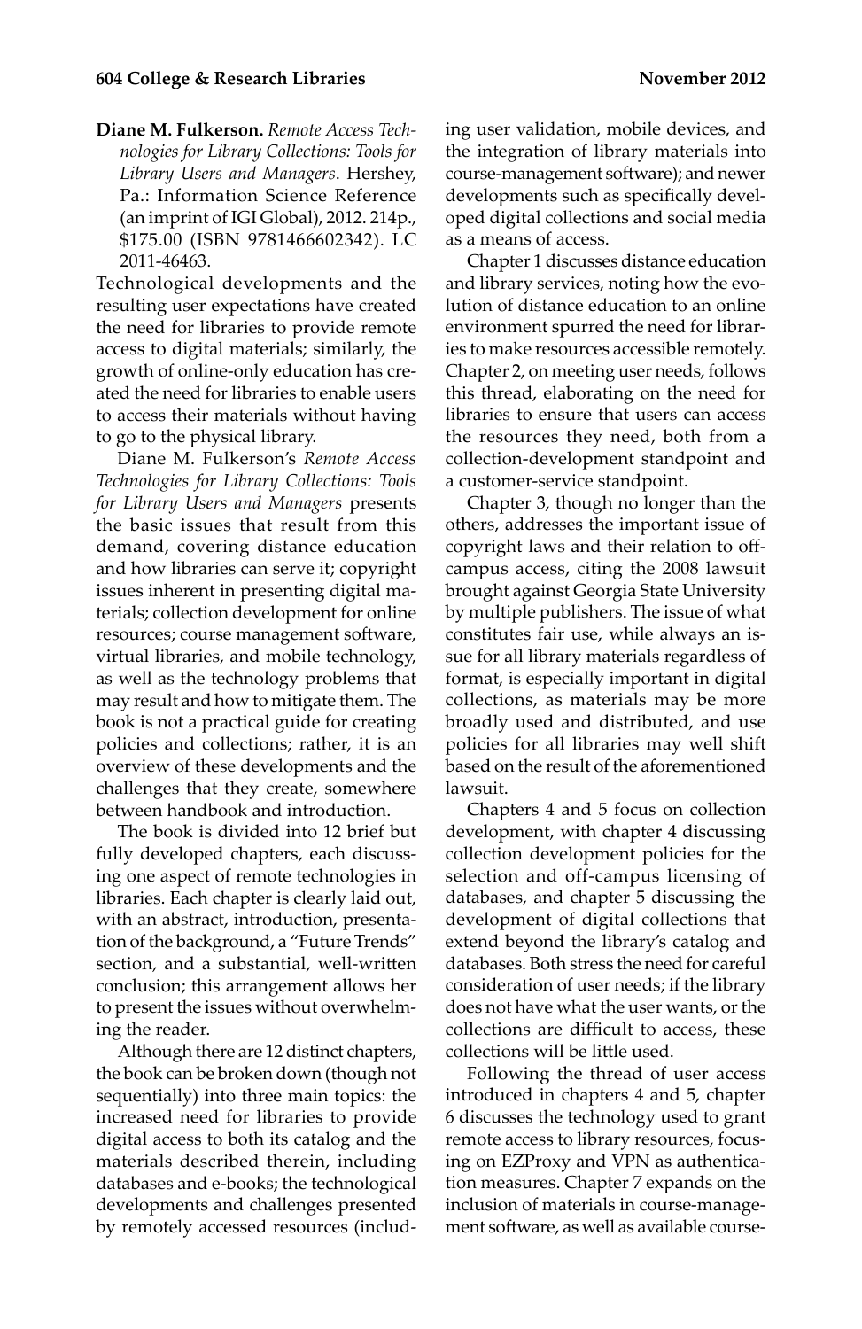**Diane M. Fulkerson.** *Remote Access Technologies for Library Collections: Tools for Library Users and Managers*. Hershey, Pa.: Information Science Reference (an imprint of IGI Global), 2012. 214p., $175.00 (ISBN 9781466602342). LC 2011-46463.

Technological developments and the resulting user expectations have created the need for libraries to provide remote access to digital materials; similarly, the growth of online-only education has created the need for libraries to enable users to access their materials without having to go to the physical library.

Diane M. Fulkerson's *Remote Access Technologies for Library Collections: Tools for Library Users and Managers* presents the basic issues that result from this demand, covering distance education and how libraries can serve it; copyright issues inherent in presenting digital materials; collection development for online resources; course management software, virtual libraries, and mobile technology, as well as the technology problems that may result and how to mitigate them. The book is not a practical guide for creating policies and collections; rather, it is an overview of these developments and the challenges that they create, somewhere between handbook and introduction.

The book is divided into 12 brief but fully developed chapters, each discussing one aspect of remote technologies in libraries. Each chapter is clearly laid out, with an abstract, introduction, presentation of the background, a "Future Trends" section, and a substantial, well-written conclusion; this arrangement allows her to present the issues without overwhelming the reader.

Although there are 12 distinct chapters, the book can be broken down (though not sequentially) into three main topics: the increased need for libraries to provide digital access to both its catalog and the materials described therein, including databases and e-books; the technological developments and challenges presented by remotely accessed resources (including user validation, mobile devices, and the integration of library materials into course-management software); and newer developments such as specifically developed digital collections and social media as a means of access.

Chapter 1 discusses distance education and library services, noting how the evolution of distance education to an online environment spurred the need for libraries to make resources accessible remotely. Chapter 2, on meeting user needs, follows this thread, elaborating on the need for libraries to ensure that users can access the resources they need, both from a collection-development standpoint and a customer-service standpoint.

Chapter 3, though no longer than the others, addresses the important issue of copyright laws and their relation to off-campus access, citing the 2008 lawsuit brought against Georgia State University by multiple publishers. The issue of what constitutes fair use, while always an issue for all library materials regardless of format, is especially important in digital collections, as materials may be more broadly used and distributed, and use policies for all libraries may well shift based on the result of the aforementioned lawsuit.

Chapters 4 and 5 focus on collection development, with chapter 4 discussing collection development policies for the selection and off-campus licensing of databases, and chapter 5 discussing the development of digital collections that extend beyond the library's catalog and databases. Both stress the need for careful consideration of user needs; if the library does not have what the user wants, or the collections are difficult to access, these collections will be little used.

Following the thread of user access introduced in chapters 4 and 5, chapter 6 discusses the technology used to grant remote access to library resources, focusing on EZProxy and VPN as authentication measures. Chapter 7 expands on the inclusion of materials in course-management software, as well as available course-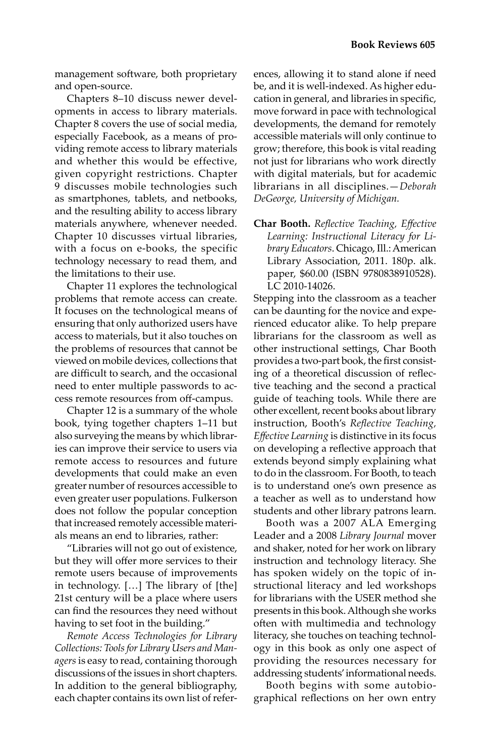management software, both proprietary and open-source.

Chapters 8–10 discuss newer developments in access to library materials. Chapter 8 covers the use of social media, especially Facebook, as a means of providing remote access to library materials and whether this would be effective, given copyright restrictions. Chapter 9 discusses mobile technologies such as smartphones, tablets, and netbooks, and the resulting ability to access library materials anywhere, whenever needed. Chapter 10 discusses virtual libraries, with a focus on e-books, the specific technology necessary to read them, and the limitations to their use.

Chapter 11 explores the technological problems that remote access can create. It focuses on the technological means of ensuring that only authorized users have access to materials, but it also touches on the problems of resources that cannot be viewed on mobile devices, collections that are difficult to search, and the occasional need to enter multiple passwords to access remote resources from off-campus.

Chapter 12 is a summary of the whole book, tying together chapters 1–11 but also surveying the means by which libraries can improve their service to users via remote access to resources and future developments that could make an even greater number of resources accessible to even greater user populations. Fulkerson does not follow the popular conception that increased remotely accessible materials means an end to libraries, rather:

"Libraries will not go out of existence, but they will offer more services to their remote users because of improvements in technology. […] The library of [the] 21st century will be a place where users can find the resources they need without having to set foot in the building."

*Remote Access Technologies for Library Collections: Tools for Library Users and Managers* is easy to read, containing thorough discussions of the issues in short chapters. In addition to the general bibliography, each chapter contains its own list of references, allowing it to stand alone if need be, and it is well-indexed. As higher education in general, and libraries in specific, move forward in pace with technological developments, the demand for remotely accessible materials will only continue to grow; therefore, this book is vital reading not just for librarians who work directly with digital materials, but for academic librarians in all disciplines.—*Deborah DeGeorge, University of Michigan.*

**Char Booth.** *Reflective Teaching, Effective Learning: Instructional Literacy for Library Educators.* Chicago, Ill.: American Library Association, 2011. 180p. alk. paper, $60.00 (ISBN 9780838910528). LC 2010-14026.

Stepping into the classroom as a teacher can be daunting for the novice and experienced educator alike. To help prepare librarians for the classroom as well as other instructional settings, Char Booth provides a two-part book, the first consisting of a theoretical discussion of reflective teaching and the second a practical guide of teaching tools. While there are other excellent, recent books about library instruction, Booth's *Reflective Teaching, Effective Learning* is distinctive in its focus on developing a reflective approach that extends beyond simply explaining what to do in the classroom. For Booth, to teach is to understand one's own presence as a teacher as well as to understand how students and other library patrons learn.

Booth was a 2007 ALA Emerging Leader and a 2008 *Library Journal* mover and shaker, noted for her work on library instruction and technology literacy. She has spoken widely on the topic of instructional literacy and led workshops for librarians with the USER method she presents in this book. Although she works often with multimedia and technology literacy, she touches on teaching technology in this book as only one aspect of providing the resources necessary for addressing students' informational needs.

Booth begins with some autobiographical reflections on her own entry